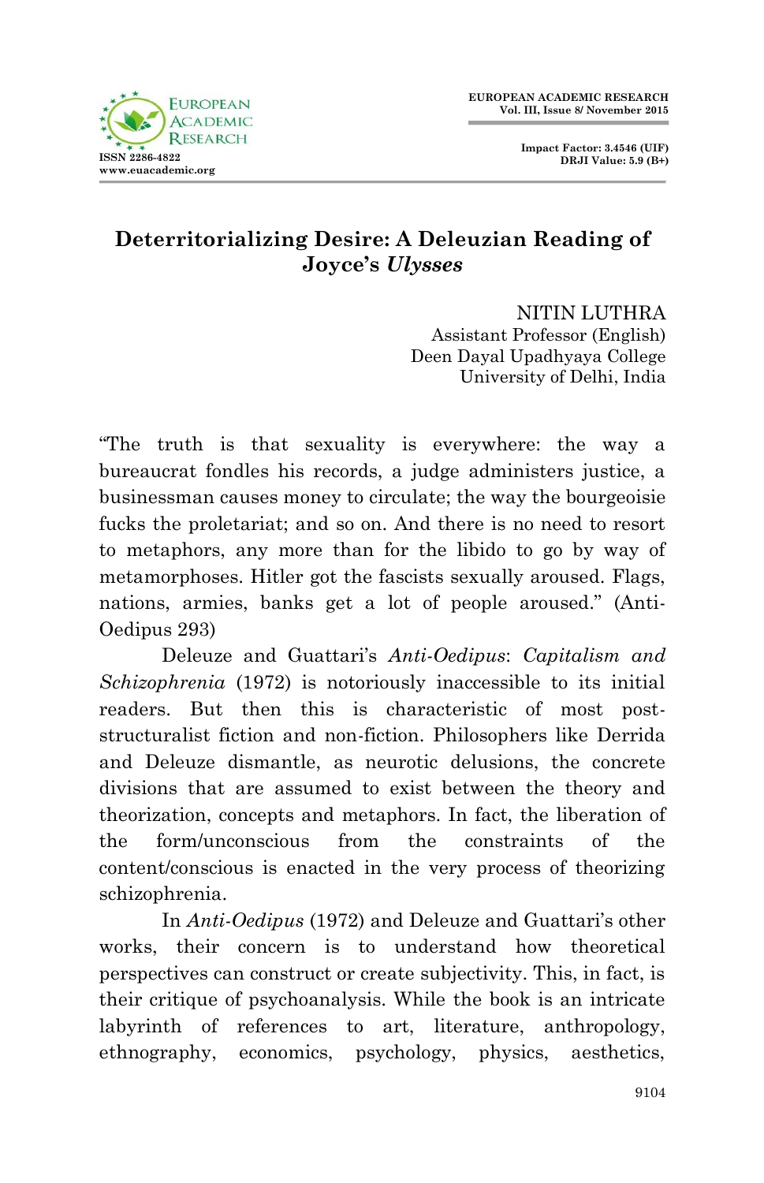# Deterritorializing Desire: A Deleuzian Reading of Joyce's *Ulysses*

NITIN LUTHRA
Assistant Professor (English)
Deen Dayal Upadhyaya College
University of Delhi, India

"The truth is that sexuality is everywhere: the way a bureaucrat fondles his records, a judge administers justice, a businessman causes money to circulate; the way the bourgeoisie fucks the proletariat; and so on. And there is no need to resort to metaphors, any more than for the libido to go by way of metamorphoses. Hitler got the fascists sexually aroused. Flags, nations, armies, banks get a lot of people aroused." (Anti-Oedipus 293)

Deleuze and Guattari's *Anti-Oedipus*: *Capitalism and Schizophrenia* (1972) is notoriously inaccessible to its initial readers. But then this is characteristic of most post-structuralist fiction and non-fiction. Philosophers like Derrida and Deleuze dismantle, as neurotic delusions, the concrete divisions that are assumed to exist between the theory and theorization, concepts and metaphors. In fact, the liberation of the form/unconscious from the constraints of the content/conscious is enacted in the very process of theorizing schizophrenia.

In *Anti-Oedipus* (1972) and Deleuze and Guattari's other works, their concern is to understand how theoretical perspectives can construct or create subjectivity. This, in fact, is their critique of psychoanalysis. While the book is an intricate labyrinth of references to art, literature, anthropology, ethnography, economics, psychology, physics, aesthetics,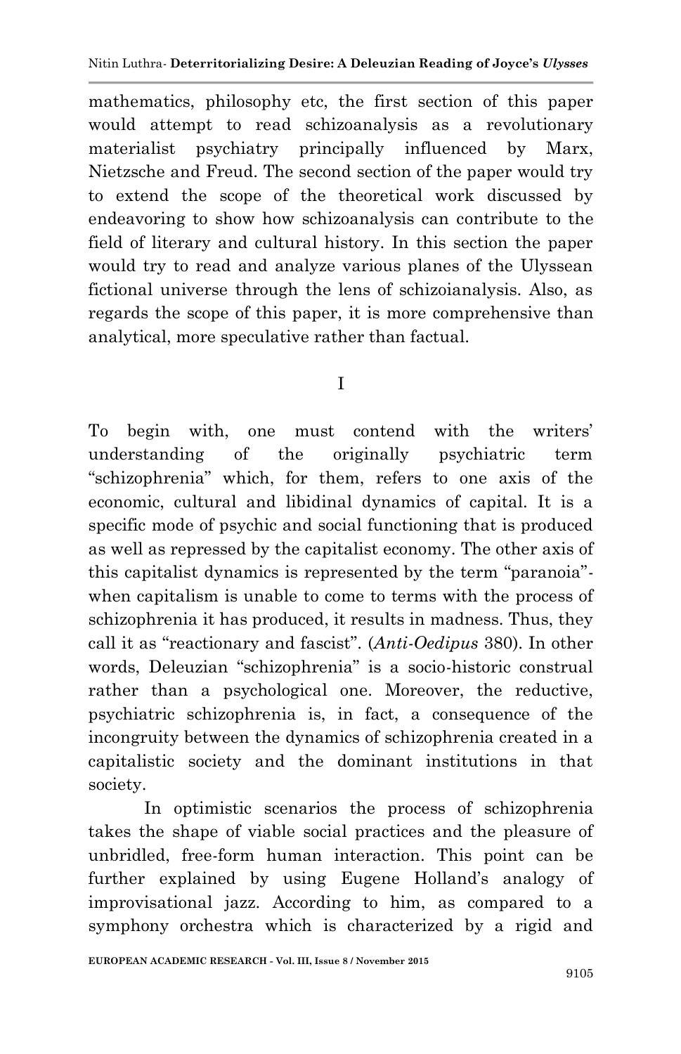mathematics, philosophy etc, the first section of this paper would attempt to read schizoanalysis as a revolutionary materialist psychiatry principally influenced by Marx, Nietzsche and Freud. The second section of the paper would try to extend the scope of the theoretical work discussed by endeavoring to show how schizoanalysis can contribute to the field of literary and cultural history. In this section the paper would try to read and analyze various planes of the Ulyssean fictional universe through the lens of schizoianalysis. Also, as regards the scope of this paper, it is more comprehensive than analytical, more speculative rather than factual.

## I

To begin with, one must contend with the writers' understanding of the originally psychiatric term "schizophrenia" which, for them, refers to one axis of the economic, cultural and libidinal dynamics of capital. It is a specific mode of psychic and social functioning that is produced as well as repressed by the capitalist economy. The other axis of this capitalist dynamics is represented by the term "paranoia"- when capitalism is unable to come to terms with the process of schizophrenia it has produced, it results in madness. Thus, they call it as "reactionary and fascist". (*Anti-Oedipus* 380). In other words, Deleuzian "schizophrenia" is a socio-historic construal rather than a psychological one. Moreover, the reductive, psychiatric schizophrenia is, in fact, a consequence of the incongruity between the dynamics of schizophrenia created in a capitalistic society and the dominant institutions in that society.

In optimistic scenarios the process of schizophrenia takes the shape of viable social practices and the pleasure of unbridled, free-form human interaction. This point can be further explained by using Eugene Holland's analogy of improvisational jazz. According to him, as compared to a symphony orchestra which is characterized by a rigid and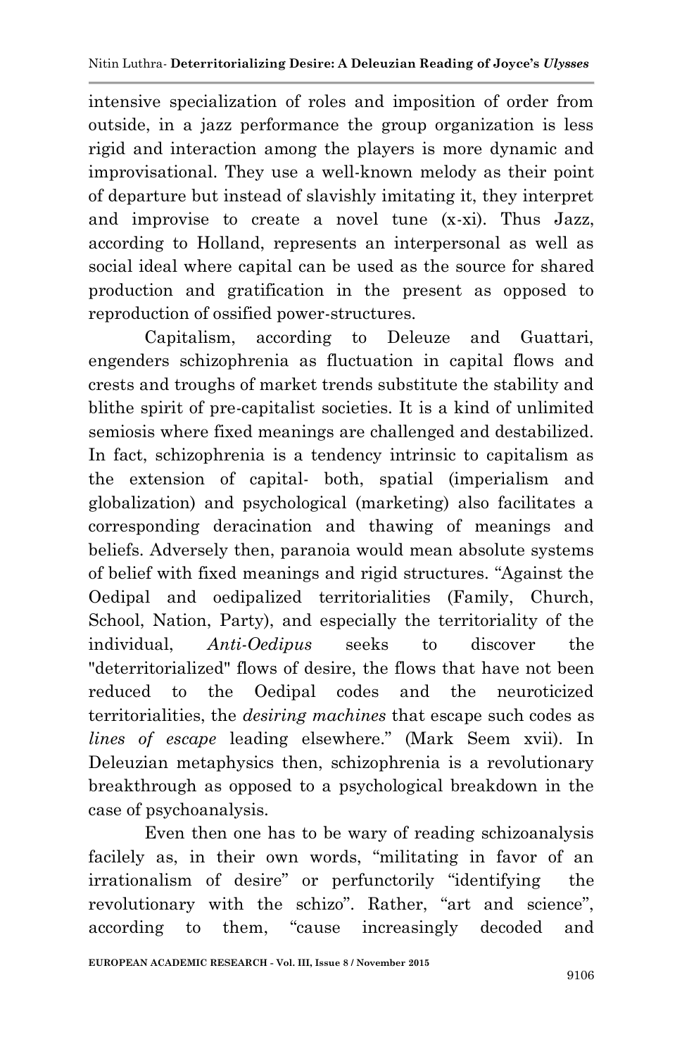intensive specialization of roles and imposition of order from outside, in a jazz performance the group organization is less rigid and interaction among the players is more dynamic and improvisational. They use a well-known melody as their point of departure but instead of slavishly imitating it, they interpret and improvise to create a novel tune (x-xi). Thus Jazz, according to Holland, represents an interpersonal as well as social ideal where capital can be used as the source for shared production and gratification in the present as opposed to reproduction of ossified power-structures.

Capitalism, according to Deleuze and Guattari, engenders schizophrenia as fluctuation in capital flows and crests and troughs of market trends substitute the stability and blithe spirit of pre-capitalist societies. It is a kind of unlimited semiosis where fixed meanings are challenged and destabilized. In fact, schizophrenia is a tendency intrinsic to capitalism as the extension of capital- both, spatial (imperialism and globalization) and psychological (marketing) also facilitates a corresponding deracination and thawing of meanings and beliefs. Adversely then, paranoia would mean absolute systems of belief with fixed meanings and rigid structures. "Against the Oedipal and oedipalized territorialities (Family, Church, School, Nation, Party), and especially the territoriality of the individual, *Anti-Oedipus* seeks to discover the "deterritorialized" flows of desire, the flows that have not been reduced to the Oedipal codes and the neuroticized territorialities, the *desiring machines* that escape such codes as *lines of escape* leading elsewhere." (Mark Seem xvii). In Deleuzian metaphysics then, schizophrenia is a revolutionary breakthrough as opposed to a psychological breakdown in the case of psychoanalysis.

Even then one has to be wary of reading schizoanalysis facilely as, in their own words, "militating in favor of an irrationalism of desire" or perfunctorily "identifying the revolutionary with the schizo". Rather, "art and science", according to them, "cause increasingly decoded and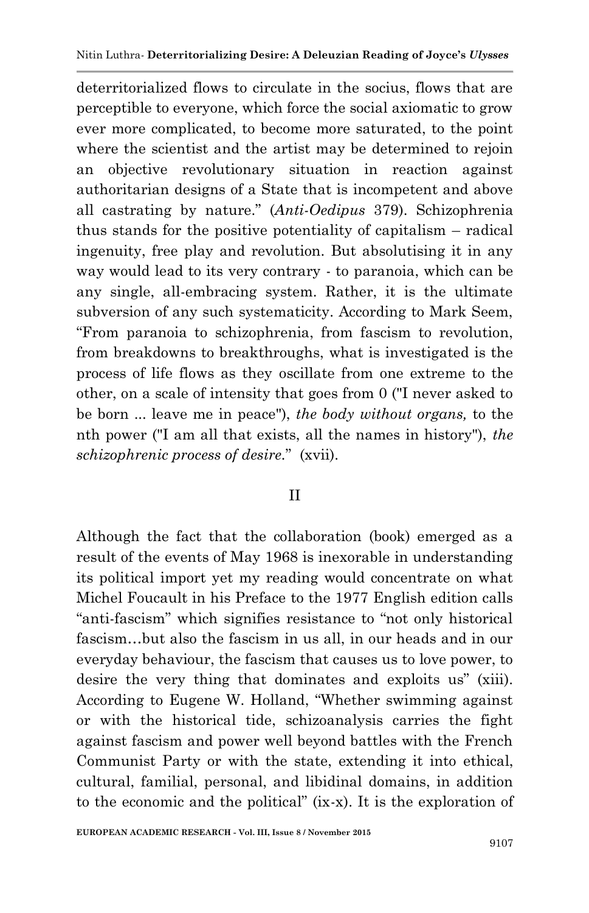deterritorialized flows to circulate in the socius, flows that are perceptible to everyone, which force the social axiomatic to grow ever more complicated, to become more saturated, to the point where the scientist and the artist may be determined to rejoin an objective revolutionary situation in reaction against authoritarian designs of a State that is incompetent and above all castrating by nature." (*Anti-Oedipus* 379). Schizophrenia thus stands for the positive potentiality of capitalism – radical ingenuity, free play and revolution. But absolutising it in any way would lead to its very contrary - to paranoia, which can be any single, all-embracing system. Rather, it is the ultimate subversion of any such systematicity. According to Mark Seem, "From paranoia to schizophrenia, from fascism to revolution, from breakdowns to breakthroughs, what is investigated is the process of life flows as they oscillate from one extreme to the other, on a scale of intensity that goes from 0 ("I never asked to be born ... leave me in peace"), *the body without organs,* to the nth power ("I am all that exists, all the names in history"), *the schizophrenic process of desire.*" (xvii).

## II

Although the fact that the collaboration (book) emerged as a result of the events of May 1968 is inexorable in understanding its political import yet my reading would concentrate on what Michel Foucault in his Preface to the 1977 English edition calls "anti-fascism" which signifies resistance to "not only historical fascism…but also the fascism in us all, in our heads and in our everyday behaviour, the fascism that causes us to love power, to desire the very thing that dominates and exploits us" (xiii). According to Eugene W. Holland, "Whether swimming against or with the historical tide, schizoanalysis carries the fight against fascism and power well beyond battles with the French Communist Party or with the state, extending it into ethical, cultural, familial, personal, and libidinal domains, in addition to the economic and the political" (ix-x). It is the exploration of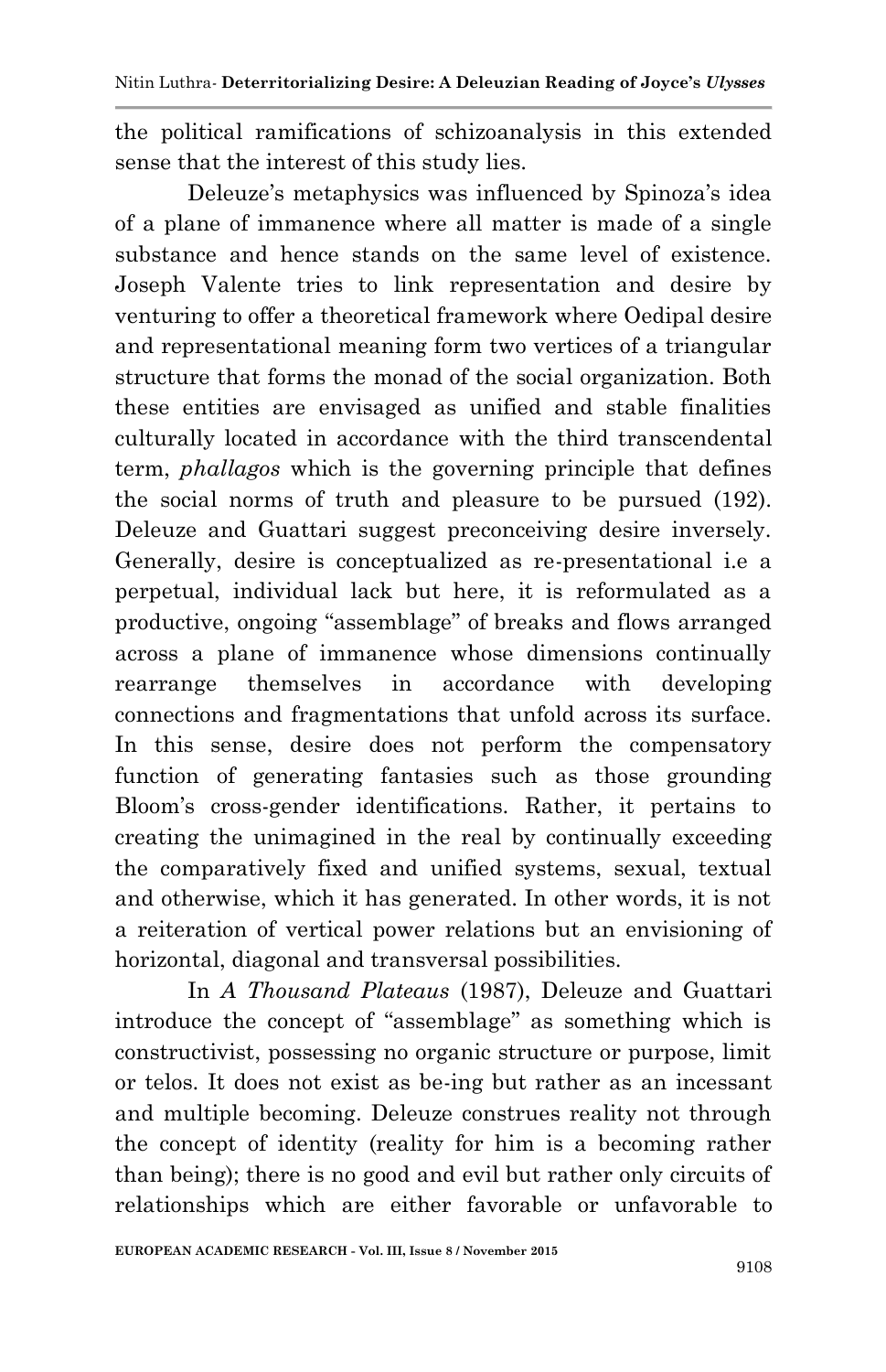the political ramifications of schizoanalysis in this extended sense that the interest of this study lies.

Deleuze's metaphysics was influenced by Spinoza's idea of a plane of immanence where all matter is made of a single substance and hence stands on the same level of existence. Joseph Valente tries to link representation and desire by venturing to offer a theoretical framework where Oedipal desire and representational meaning form two vertices of a triangular structure that forms the monad of the social organization. Both these entities are envisaged as unified and stable finalities culturally located in accordance with the third transcendental term, *phallagos* which is the governing principle that defines the social norms of truth and pleasure to be pursued (192). Deleuze and Guattari suggest preconceiving desire inversely. Generally, desire is conceptualized as re-presentational i.e a perpetual, individual lack but here, it is reformulated as a productive, ongoing "assemblage" of breaks and flows arranged across a plane of immanence whose dimensions continually rearrange themselves in accordance with developing connections and fragmentations that unfold across its surface. In this sense, desire does not perform the compensatory function of generating fantasies such as those grounding Bloom's cross-gender identifications. Rather, it pertains to creating the unimagined in the real by continually exceeding the comparatively fixed and unified systems, sexual, textual and otherwise, which it has generated. In other words, it is not a reiteration of vertical power relations but an envisioning of horizontal, diagonal and transversal possibilities.

In *A Thousand Plateaus* (1987), Deleuze and Guattari introduce the concept of "assemblage" as something which is constructivist, possessing no organic structure or purpose, limit or telos. It does not exist as be-ing but rather as an incessant and multiple becoming. Deleuze construes reality not through the concept of identity (reality for him is a becoming rather than being); there is no good and evil but rather only circuits of relationships which are either favorable or unfavorable to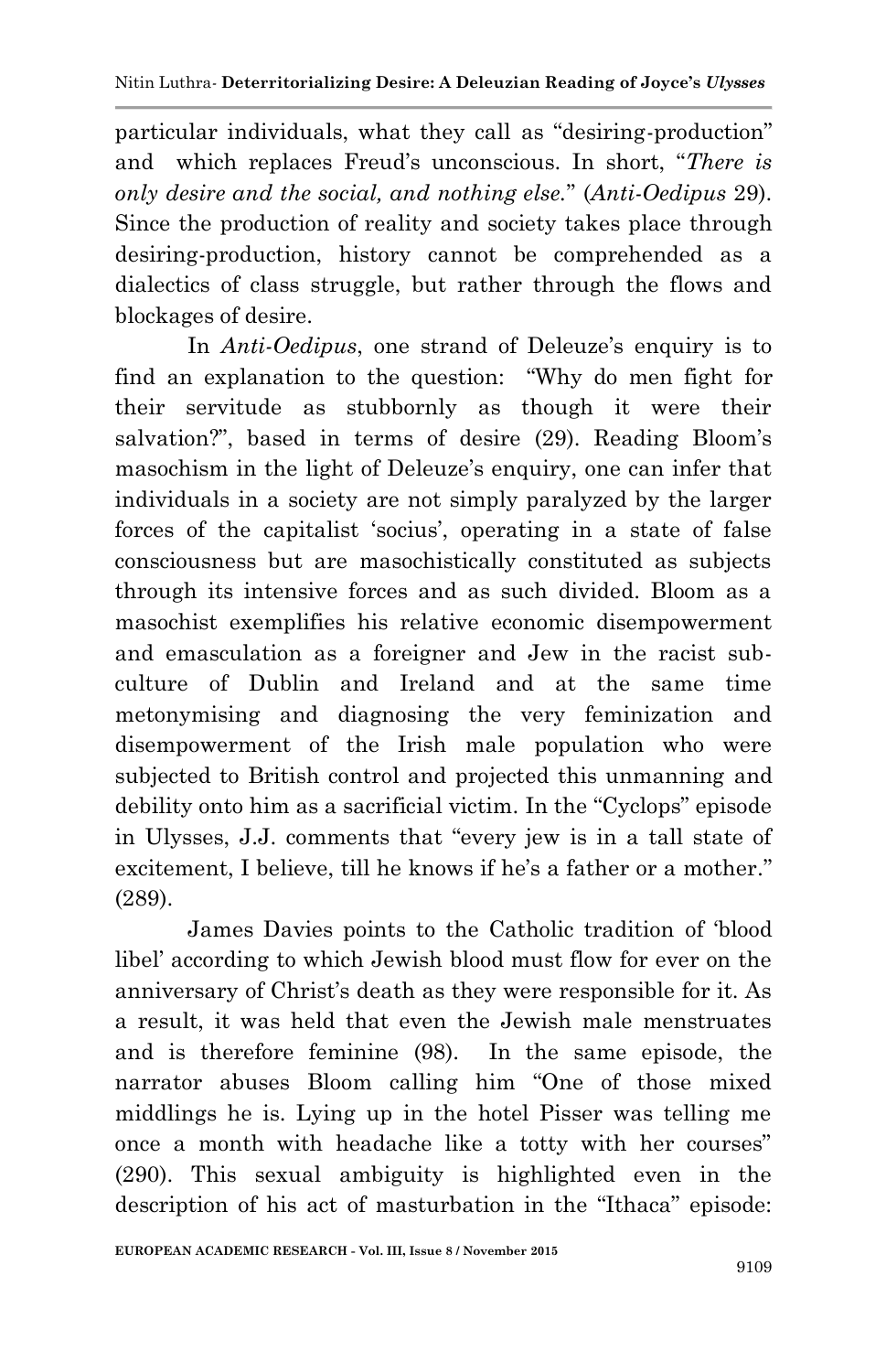particular individuals, what they call as "desiring-production" and which replaces Freud's unconscious. In short, "*There is only desire and the social, and nothing else.*" (*Anti-Oedipus* 29). Since the production of reality and society takes place through desiring-production, history cannot be comprehended as a dialectics of class struggle, but rather through the flows and blockages of desire.

In *Anti-Oedipus*, one strand of Deleuze's enquiry is to find an explanation to the question: "Why do men fight for their servitude as stubbornly as though it were their salvation?", based in terms of desire (29). Reading Bloom's masochism in the light of Deleuze's enquiry, one can infer that individuals in a society are not simply paralyzed by the larger forces of the capitalist 'socius', operating in a state of false consciousness but are masochistically constituted as subjects through its intensive forces and as such divided. Bloom as a masochist exemplifies his relative economic disempowerment and emasculation as a foreigner and Jew in the racist sub-culture of Dublin and Ireland and at the same time metonymising and diagnosing the very feminization and disempowerment of the Irish male population who were subjected to British control and projected this unmanning and debility onto him as a sacrificial victim. In the "Cyclops" episode in Ulysses, J.J. comments that "every jew is in a tall state of excitement, I believe, till he knows if he's a father or a mother." (289).

James Davies points to the Catholic tradition of 'blood libel' according to which Jewish blood must flow for ever on the anniversary of Christ's death as they were responsible for it. As a result, it was held that even the Jewish male menstruates and is therefore feminine (98). In the same episode, the narrator abuses Bloom calling him "One of those mixed middlings he is. Lying up in the hotel Pisser was telling me once a month with headache like a totty with her courses" (290). This sexual ambiguity is highlighted even in the description of his act of masturbation in the "Ithaca" episode: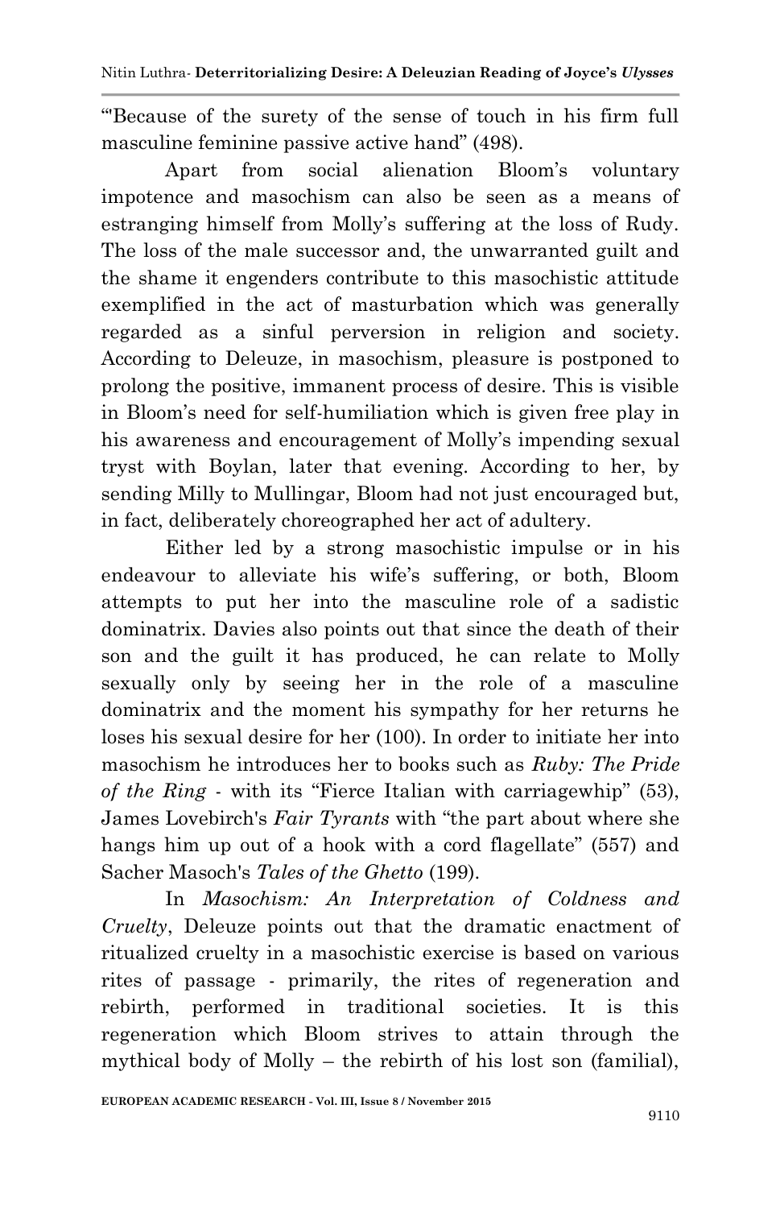"'Because of the surety of the sense of touch in his firm full masculine feminine passive active hand" (498).

Apart from social alienation Bloom's voluntary impotence and masochism can also be seen as a means of estranging himself from Molly's suffering at the loss of Rudy. The loss of the male successor and, the unwarranted guilt and the shame it engenders contribute to this masochistic attitude exemplified in the act of masturbation which was generally regarded as a sinful perversion in religion and society. According to Deleuze, in masochism, pleasure is postponed to prolong the positive, immanent process of desire. This is visible in Bloom's need for self-humiliation which is given free play in his awareness and encouragement of Molly's impending sexual tryst with Boylan, later that evening. According to her, by sending Milly to Mullingar, Bloom had not just encouraged but, in fact, deliberately choreographed her act of adultery.

Either led by a strong masochistic impulse or in his endeavour to alleviate his wife's suffering, or both, Bloom attempts to put her into the masculine role of a sadistic dominatrix. Davies also points out that since the death of their son and the guilt it has produced, he can relate to Molly sexually only by seeing her in the role of a masculine dominatrix and the moment his sympathy for her returns he loses his sexual desire for her (100). In order to initiate her into masochism he introduces her to books such as *Ruby: The Pride of the Ring* - with its "Fierce Italian with carriagewhip" (53), James Lovebirch's *Fair Tyrants* with "the part about where she hangs him up out of a hook with a cord flagellate" (557) and Sacher Masoch's *Tales of the Ghetto* (199).

In *Masochism: An Interpretation of Coldness and Cruelty*, Deleuze points out that the dramatic enactment of ritualized cruelty in a masochistic exercise is based on various rites of passage - primarily, the rites of regeneration and rebirth, performed in traditional societies. It is this regeneration which Bloom strives to attain through the mythical body of Molly – the rebirth of his lost son (familial),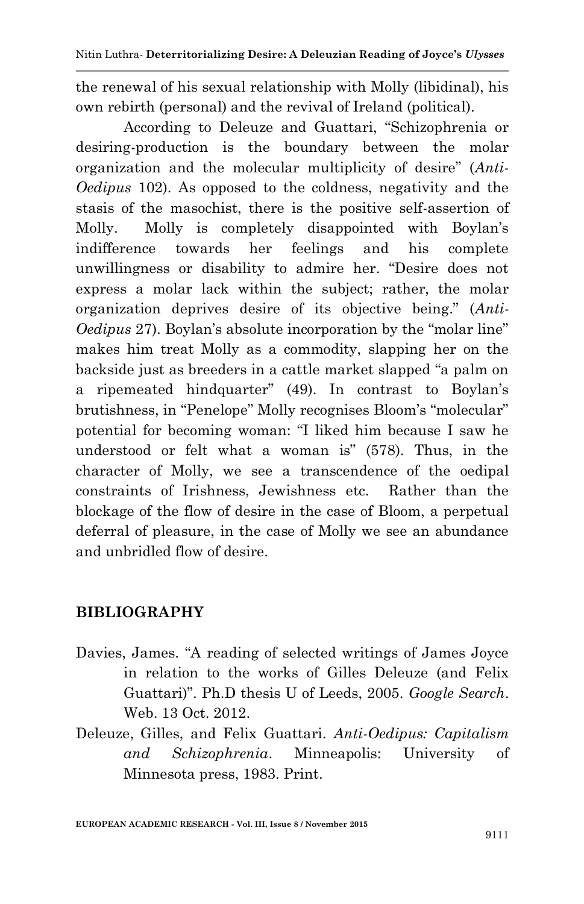the renewal of his sexual relationship with Molly (libidinal), his own rebirth (personal) and the revival of Ireland (political).

According to Deleuze and Guattari, "Schizophrenia or desiring-production is the boundary between the molar organization and the molecular multiplicity of desire" (*Anti-Oedipus* 102). As opposed to the coldness, negativity and the stasis of the masochist, there is the positive self-assertion of Molly. Molly is completely disappointed with Boylan's indifference towards her feelings and his complete unwillingness or disability to admire her. "Desire does not express a molar lack within the subject; rather, the molar organization deprives desire of its objective being." (*Anti-Oedipus* 27). Boylan's absolute incorporation by the "molar line" makes him treat Molly as a commodity, slapping her on the backside just as breeders in a cattle market slapped "a palm on a ripemeated hindquarter" (49). In contrast to Boylan's brutishness, in "Penelope" Molly recognises Bloom's "molecular" potential for becoming woman: "I liked him because I saw he understood or felt what a woman is" (578). Thus, in the character of Molly, we see a transcendence of the oedipal constraints of Irishness, Jewishness etc. Rather than the blockage of the flow of desire in the case of Bloom, a perpetual deferral of pleasure, in the case of Molly we see an abundance and unbridled flow of desire.

## BIBLIOGRAPHY

Davies, James. "A reading of selected writings of James Joyce in relation to the works of Gilles Deleuze (and Felix Guattari)". Ph.D thesis U of Leeds, 2005. *Google Search*. Web. 13 Oct. 2012.

Deleuze, Gilles, and Felix Guattari. *Anti-Oedipus: Capitalism and Schizophrenia*. Minneapolis: University of Minnesota press, 1983. Print.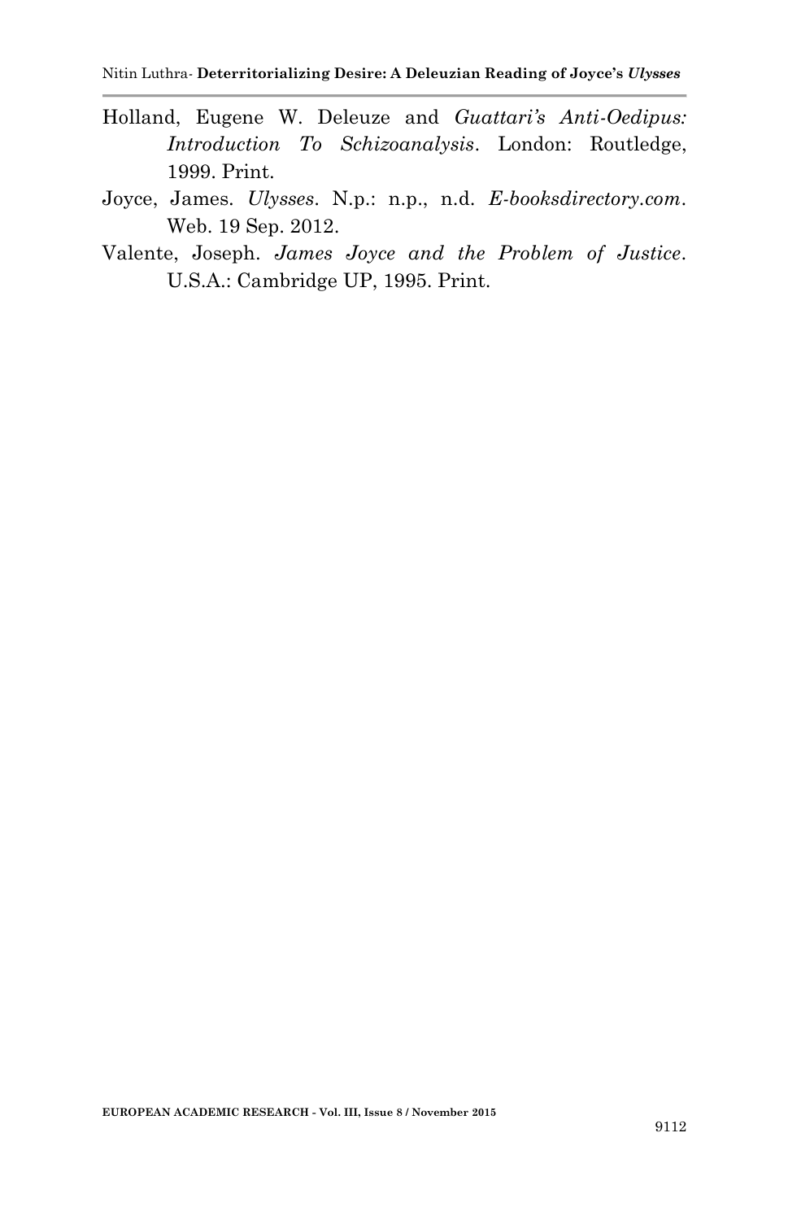Holland, Eugene W. Deleuze and *Guattari's Anti-Oedipus: Introduction To Schizoanalysis*. London: Routledge, 1999. Print.

Joyce, James. *Ulysses*. N.p.: n.p., n.d. *E-booksdirectory.com*. Web. 19 Sep. 2012.

Valente, Joseph. *James Joyce and the Problem of Justice*. U.S.A.: Cambridge UP, 1995. Print.